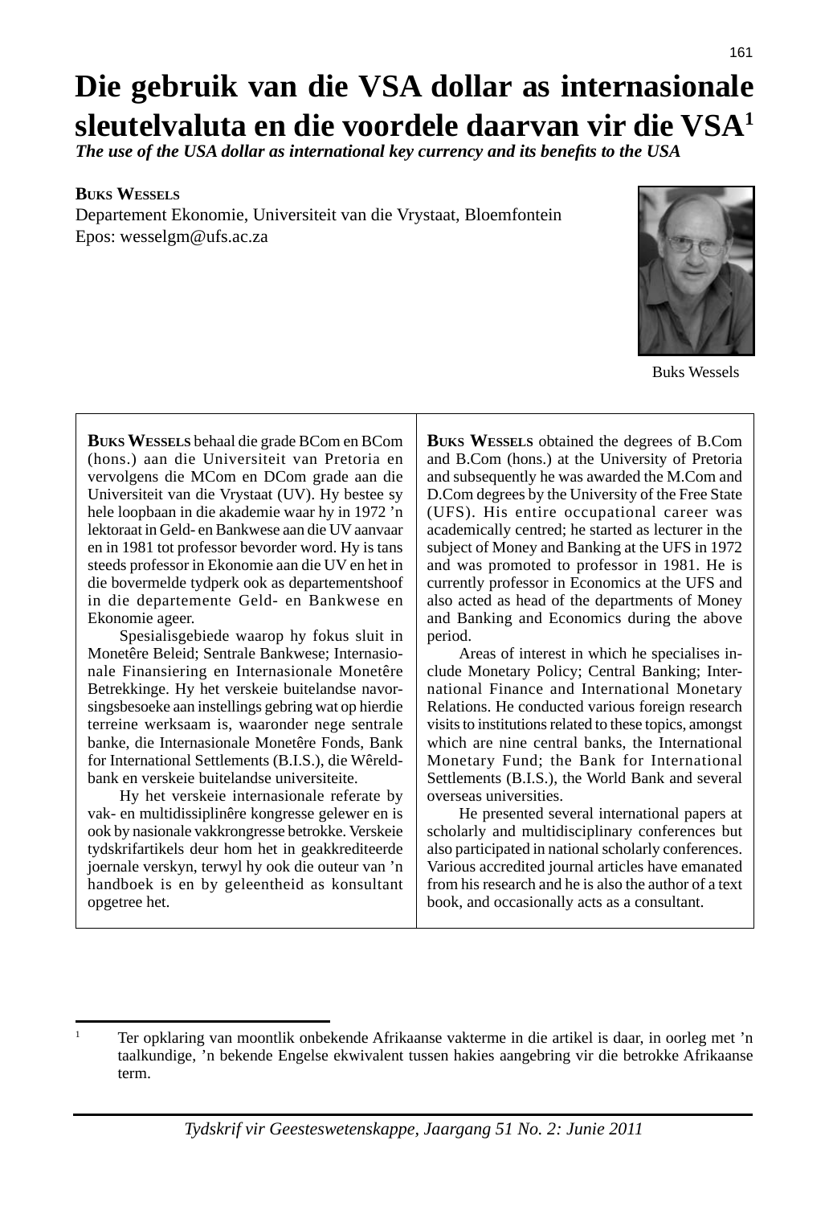# Die gebruik van die VSA dollar as internasionale sleutelvaluta en die voordele daarvan vir die VSA[1]

***The use of the USA dollar as international key currency and its benefits to the USA***

**Buks Wessels**

Departement Ekonomie, Universiteit van die Vrystaat, Bloemfontein

Epos: wesselgm@ufs.ac.za

Buks Wessels

**Buks Wessels** behaal die grade BCom en BCom (hons.) aan die Universiteit van Pretoria en vervolgens die MCom en DCom grade aan die Universiteit van die Vrystaat (UV). Hy bestee sy hele loopbaan in die akademie waar hy in 1972 'n lektoraat in Geld- en Bankwese aan die UV aanvaar en in 1981 tot professor bevorder word. Hy is tans steeds professor in Ekonomie aan die UV en het in die bovermelde tydperk ook as departementshoof in die departemente Geld- en Bankwese en Ekonomie ageer.

Spesialisgebiede waarop hy fokus sluit in Monetêre Beleid; Sentrale Bankwese; Internasionale Finansiering en Internasionale Monetêre Betrekkinge. Hy het verskeie buitelandse navorsingsbesoeke aan instellings gebring wat op hierdie terreine werksaam is, waaronder nege sentrale banke, die Internasionale Monetêre Fonds, Bank for International Settlements (B.I.S.), die Wêreldbank en verskeie buitelandse universiteite.

Hy het verskeie internasionale referate by vak- en multidissiplinêre kongresse gelewer en is ook by nasionale vakkrongresse betrokke. Verskeie tydskrifartikels deur hom het in geakkrediteerde joernale verskyn, terwyl hy ook die outeur van 'n handboek is en by geleentheid as konsultant opgetree het.

**Buks Wessels** obtained the degrees of B.Com and B.Com (hons.) at the University of Pretoria and subsequently he was awarded the M.Com and D.Com degrees by the University of the Free State (UFS). His entire occupational career was academically centred; he started as lecturer in the subject of Money and Banking at the UFS in 1972 and was promoted to professor in 1981. He is currently professor in Economics at the UFS and also acted as head of the departments of Money and Banking and Economics during the above period.

Areas of interest in which he specialises include Monetary Policy; Central Banking; International Finance and International Monetary Relations. He conducted various foreign research visits to institutions related to these topics, amongst which are nine central banks, the International Monetary Fund; the Bank for International Settlements (B.I.S.), the World Bank and several overseas universities.

He presented several international papers at scholarly and multidisciplinary conferences but also participated in national scholarly conferences. Various accredited journal articles have emanated from his research and he is also the author of a text book, and occasionally acts as a consultant.

[1] Ter opklaring van moontlik onbekende Afrikaanse vakterme in die artikel is daar, in oorleg met 'n taalkundige, 'n bekende Engelse ekwivalent tussen hakies aangebring vir die betrokke Afrikaanse term.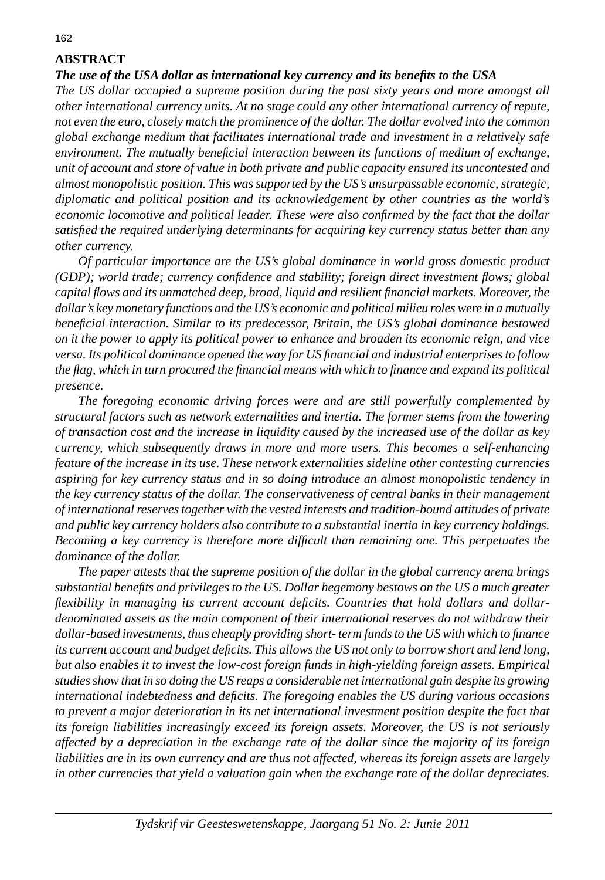## ABSTRACT

### *The use of the USA dollar as international key currency and its benefits to the USA*

*The US dollar occupied a supreme position during the past sixty years and more amongst all other international currency units. At no stage could any other international currency of repute, not even the euro, closely match the prominence of the dollar. The dollar evolved into the common global exchange medium that facilitates international trade and investment in a relatively safe environment. The mutually beneficial interaction between its functions of medium of exchange, unit of account and store of value in both private and public capacity ensured its uncontested and almost monopolistic position. This was supported by the US's unsurpassable economic, strategic, diplomatic and political position and its acknowledgement by other countries as the world's economic locomotive and political leader. These were also confirmed by the fact that the dollar satisfied the required underlying determinants for acquiring key currency status better than any other currency.*

*Of particular importance are the US's global dominance in world gross domestic product (GDP); world trade; currency confidence and stability; foreign direct investment flows; global capital flows and its unmatched deep, broad, liquid and resilient financial markets. Moreover, the dollar's key monetary functions and the US's economic and political milieu roles were in a mutually beneficial interaction. Similar to its predecessor, Britain, the US's global dominance bestowed on it the power to apply its political power to enhance and broaden its economic reign, and vice versa. Its political dominance opened the way for US financial and industrial enterprises to follow the flag, which in turn procured the financial means with which to finance and expand its political presence.*

*The foregoing economic driving forces were and are still powerfully complemented by structural factors such as network externalities and inertia. The former stems from the lowering of transaction cost and the increase in liquidity caused by the increased use of the dollar as key currency, which subsequently draws in more and more users. This becomes a self-enhancing feature of the increase in its use. These network externalities sideline other contesting currencies aspiring for key currency status and in so doing introduce an almost monopolistic tendency in the key currency status of the dollar. The conservativeness of central banks in their management of international reserves together with the vested interests and tradition-bound attitudes of private and public key currency holders also contribute to a substantial inertia in key currency holdings. Becoming a key currency is therefore more difficult than remaining one. This perpetuates the dominance of the dollar.*

*The paper attests that the supreme position of the dollar in the global currency arena brings substantial benefits and privileges to the US. Dollar hegemony bestows on the US a much greater flexibility in managing its current account deficits. Countries that hold dollars and dollar-denominated assets as the main component of their international reserves do not withdraw their dollar-based investments, thus cheaply providing short- term funds to the US with which to finance its current account and budget deficits. This allows the US not only to borrow short and lend long, but also enables it to invest the low-cost foreign funds in high-yielding foreign assets. Empirical studies show that in so doing the US reaps a considerable net international gain despite its growing international indebtedness and deficits. The foregoing enables the US during various occasions to prevent a major deterioration in its net international investment position despite the fact that its foreign liabilities increasingly exceed its foreign assets. Moreover, the US is not seriously affected by a depreciation in the exchange rate of the dollar since the majority of its foreign liabilities are in its own currency and are thus not affected, whereas its foreign assets are largely in other currencies that yield a valuation gain when the exchange rate of the dollar depreciates.*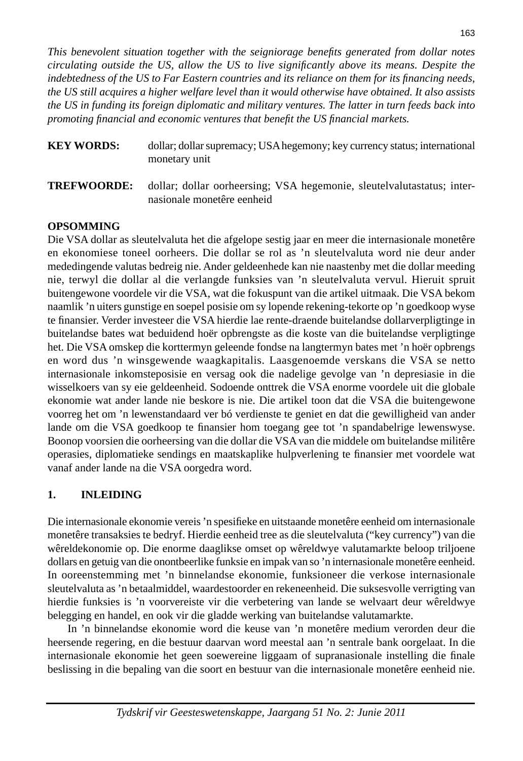*This benevolent situation together with the seigniorage benefits generated from dollar notes circulating outside the US, allow the US to live significantly above its means. Despite the indebtedness of the US to Far Eastern countries and its reliance on them for its financing needs, the US still acquires a higher welfare level than it would otherwise have obtained. It also assists the US in funding its foreign diplomatic and military ventures. The latter in turn feeds back into promoting financial and economic ventures that benefit the US financial markets.*

**KEY WORDS:** dollar; dollar supremacy; USA hegemony; key currency status; international monetary unit

**TREFWOORDE:** dollar; dollar oorheersing; VSA hegemonie, sleutelvalutastatus; internasionale monetêre eenheid

**OPSOMMING**

Die VSA dollar as sleutelvaluta het die afgelope sestig jaar en meer die internasionale monetêre en ekonomiese toneel oorheers. Die dollar se rol as 'n sleutelvaluta word nie deur ander mededingende valutas bedreig nie. Ander geldeenhede kan nie naastenby met die dollar meeding nie, terwyl die dollar al die verlangde funksies van 'n sleutelvaluta vervul. Hieruit spruit buitengewone voordele vir die VSA, wat die fokuspunt van die artikel uitmaak. Die VSA bekom naamlik 'n uiters gunstige en soepel posisie om sy lopende rekening-tekorte op 'n goedkoop wyse te finansier. Verder investeer die VSA hierdie lae rente-draende buitelandse dollarverpligtinge in buitelandse bates wat beduidend hoër opbrengste as die koste van die buitelandse verpligtinge het. Die VSA omskep die korttermyn geleende fondse na langtermyn bates met 'n hoër opbrengs en word dus 'n winsgewende waagkapitalis. Laasgenoemde verskans die VSA se netto internasionale inkomsteposisie en versag ook die nadelige gevolge van 'n depresiasie in die wisselkoers van sy eie geldeenheid. Sodoende onttrek die VSA enorme voordele uit die globale ekonomie wat ander lande nie beskore is nie. Die artikel toon dat die VSA die buitengewone voorreg het om 'n lewenstandaard ver bó verdienste te geniet en dat die gewilligheid van ander lande om die VSA goedkoop te finansier hom toegang gee tot 'n spandabelrige lewenswyse. Boonop voorsien die oorheersing van die dollar die VSA van die middele om buitelandse militêre operasies, diplomatieke sendings en maatskaplike hulpverlening te finansier met voordele wat vanaf ander lande na die VSA oorgedra word.

## 1. INLEIDING

Die internasionale ekonomie vereis 'n spesifieke en uitstaande monetêre eenheid om internasionale monetêre transaksies te bedryf. Hierdie eenheid tree as die sleutelvaluta ("key currency") van die wêreldekonomie op. Die enorme daaglikse omset op wêreldwye valutamarkte beloop triljoene dollars en getuig van die onontbeerlike funksie en impak van so 'n internasionale monetêre eenheid. In ooreenstemming met 'n binnelandse ekonomie, funksioneer die verkose internasionale sleutelvaluta as 'n betaalmiddel, waardestoorder en rekeneenheid. Die suksesvolle verrigting van hierdie funksies is 'n voorvereiste vir die verbetering van lande se welvaart deur wêreldwye belegging en handel, en ook vir die gladde werking van buitelandse valutamarkte.

In 'n binnelandse ekonomie word die keuse van 'n monetêre medium verorden deur die heersende regering, en die bestuur daarvan word meestal aan 'n sentrale bank oorgelaat. In die internasionale ekonomie het geen soewereine liggaam of supranasionale instelling die finale beslissing in die bepaling van die soort en bestuur van die internasionale monetêre eenheid nie.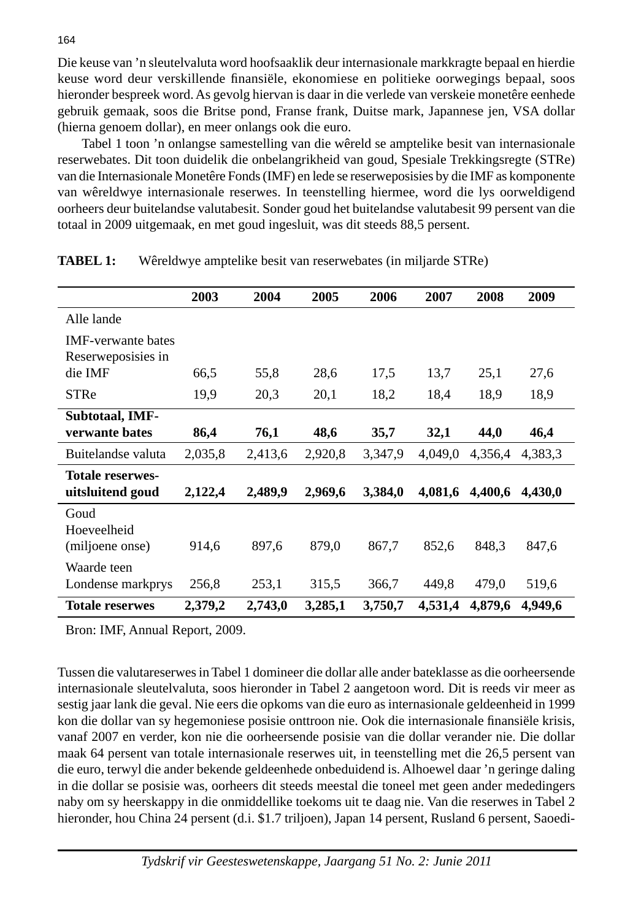Die keuse van 'n sleutelvaluta word hoofsaaklik deur internasionale markkragte bepaal en hierdie keuse word deur verskillende finansiële, ekonomiese en politieke oorwegings bepaal, soos hieronder bespreek word. As gevolg hiervan is daar in die verlede van verskeie monetêre eenhede gebruik gemaak, soos die Britse pond, Franse frank, Duitse mark, Japannese jen, VSA dollar (hierna genoem dollar), en meer onlangs ook die euro.

Tabel 1 toon 'n onlangse samestelling van die wêreld se amptelike besit van internasionale reserwebates. Dit toon duidelik die onbelangrikheid van goud, Spesiale Trekkingsregte (STRe) van die Internasionale Monetêre Fonds (IMF) en lede se reserweposisies by die IMF as komponente van wêreldwye internasionale reserwes. In teenstelling hiermee, word die lys oorweldigend oorheers deur buitelandse valutabesit. Sonder goud het buitelandse valutabesit 99 persent van die totaal in 2009 uitgemaak, en met goud ingesluit, was dit steeds 88,5 persent.

**TABEL 1:** Wêreldwye amptelike besit van reserwebates (in miljarde STRe)

| | 2003 | 2004 | 2005 | 2006 | 2007 | 2008 | 2009 |
|---|---|---|---|---|---|---|---|
| Alle lande | | | | | | | |
| IMF-verwante bates Reserweposisies in die IMF | 66,5 | 55,8 | 28,6 | 17,5 | 13,7 | 25,1 | 27,6 |
| STRe | 19,9 | 20,3 | 20,1 | 18,2 | 18,4 | 18,9 | 18,9 |
| **Subtotaal, IMF-verwante bates** | **86,4** | **76,1** | **48,6** | **35,7** | **32,1** | **44,0** | **46,4** |
| Buitelandse valuta | 2,035,8 | 2,413,6 | 2,920,8 | 3,347,9 | 4,049,0 | 4,356,4 | 4,383,3 |
| **Totale reserwes-uitsluitend goud** | **2,122,4** | **2,489,9** | **2,969,6** | **3,384,0** | **4,081,6** | **4,400,6** | **4,430,0** |
| Goud Hoeveelheid (miljoene onse) | 914,6 | 897,6 | 879,0 | 867,7 | 852,6 | 848,3 | 847,6 |
| Waarde teen Londense markprys | 256,8 | 253,1 | 315,5 | 366,7 | 449,8 | 479,0 | 519,6 |
| **Totale reserwes** | **2,379,2** | **2,743,0** | **3,285,1** | **3,750,7** | **4,531,4** | **4,879,6** | **4,949,6** |

Bron: IMF, Annual Report, 2009.

Tussen die valutareserwes in Tabel 1 domineer die dollar alle ander bateklasse as die oorheersende internasionale sleutelvaluta, soos hieronder in Tabel 2 aangetoon word. Dit is reeds vir meer as sestig jaar lank die geval. Nie eers die opkoms van die euro as internasionale geldeenheid in 1999 kon die dollar van sy hegemoniese posisie onttroon nie. Ook die internasionale finansiële krisis, vanaf 2007 en verder, kon nie die oorheersende posisie van die dollar verander nie. Die dollar maak 64 persent van totale internasionale reserwes uit, in teenstelling met die 26,5 persent van die euro, terwyl die ander bekende geldeenhede onbeduidend is. Alhoewel daar 'n geringe daling in die dollar se posisie was, oorheers dit steeds meestal die toneel met geen ander mededingers naby om sy heerskappy in die onmiddellike toekoms uit te daag nie. Van die reserwes in Tabel 2 hieronder, hou China 24 persent (d.i. \$1.7 triljoen), Japan 14 persent, Rusland 6 persent, Saoedi-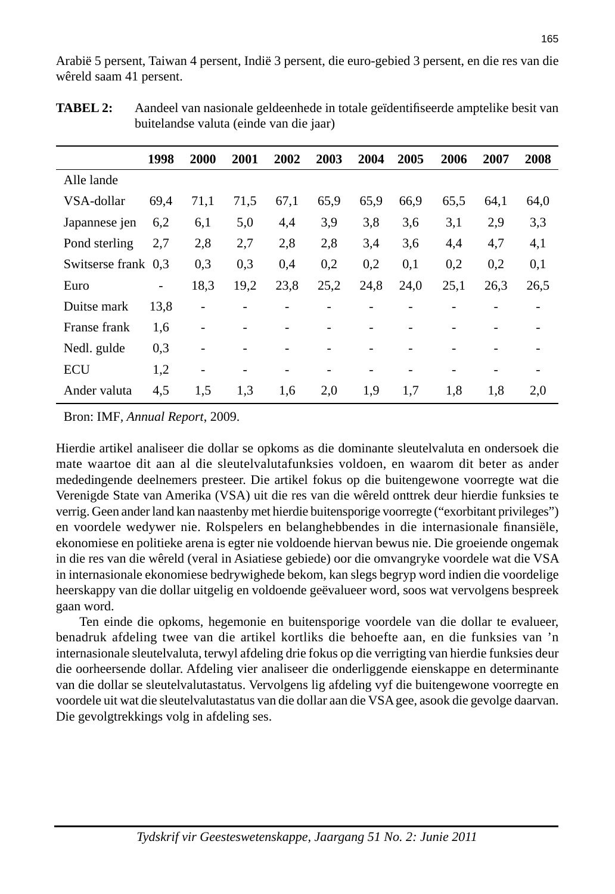Arabië 5 persent, Taiwan 4 persent, Indië 3 persent, die euro-gebied 3 persent, en die res van die wêreld saam 41 persent.

**TABEL 2:** Aandeel van nasionale geldeenhede in totale geïdentifiseerde amptelike besit van buitelandse valuta (einde van die jaar)

| | 1998 | 2000 | 2001 | 2002 | 2003 | 2004 | 2005 | 2006 | 2007 | 2008 |
|---|---|---|---|---|---|---|---|---|---|---|
| Alle lande | | | | | | | | | | |
| VSA-dollar | 69,4 | 71,1 | 71,5 | 67,1 | 65,9 | 65,9 | 66,9 | 65,5 | 64,1 | 64,0 |
| Japannese jen | 6,2 | 6,1 | 5,0 | 4,4 | 3,9 | 3,8 | 3,6 | 3,1 | 2,9 | 3,3 |
| Pond sterling | 2,7 | 2,8 | 2,7 | 2,8 | 2,8 | 3,4 | 3,6 | 4,4 | 4,7 | 4,1 |
| Switserse frank | 0,3 | 0,3 | 0,3 | 0,4 | 0,2 | 0,2 | 0,1 | 0,2 | 0,2 | 0,1 |
| Euro | - | 18,3 | 19,2 | 23,8 | 25,2 | 24,8 | 24,0 | 25,1 | 26,3 | 26,5 |
| Duitse mark | 13,8 | - | - | - | - | - | - | - | - | - |
| Franse frank | 1,6 | - | - | - | - | - | - | - | - | - |
| Nedl. gulde | 0,3 | - | - | - | - | - | - | - | - | - |
| ECU | 1,2 | - | - | - | - | - | - | - | - | - |
| Ander valuta | 4,5 | 1,5 | 1,3 | 1,6 | 2,0 | 1,9 | 1,7 | 1,8 | 1,8 | 2,0 |

Bron: IMF, *Annual Report*, 2009.

Hierdie artikel analiseer die dollar se opkoms as die dominante sleutelvaluta en ondersoek die mate waartoe dit aan al die sleutelvalutafunksies voldoen, en waarom dit beter as ander mededingende deelnemers presteer. Die artikel fokus op die buitengewone voorregte wat die Verenigde State van Amerika (VSA) uit die res van die wêreld onttrek deur hierdie funksies te verrig. Geen ander land kan naastenby met hierdie buitensporige voorregte ("exorbitant privileges") en voordele wedywer nie. Rolspelers en belanghebbendes in die internasionale finansiële, ekonomiese en politieke arena is egter nie voldoende hiervan bewus nie. Die groeiende ongemak in die res van die wêreld (veral in Asiatiese gebiede) oor die omvangryke voordele wat die VSA in internasionale ekonomiese bedrywighede bekom, kan slegs begryp word indien die voordelige heerskappy van die dollar uitgelig en voldoende geëvalueer word, soos wat vervolgens bespreek gaan word.

Ten einde die opkoms, hegemonie en buitensporige voordele van die dollar te evalueer, benadruk afdeling twee van die artikel kortliks die behoefte aan, en die funksies van 'n internasionale sleutelvaluta, terwyl afdeling drie fokus op die verrigting van hierdie funksies deur die oorheersende dollar. Afdeling vier analiseer die onderliggende eienskappe en determinante van die dollar se sleutelvalutastatus. Vervolgens lig afdeling vyf die buitengewone voorregte en voordele uit wat die sleutelvalutastatus van die dollar aan die VSA gee, asook die gevolge daarvan. Die gevolgtrekkings volg in afdeling ses.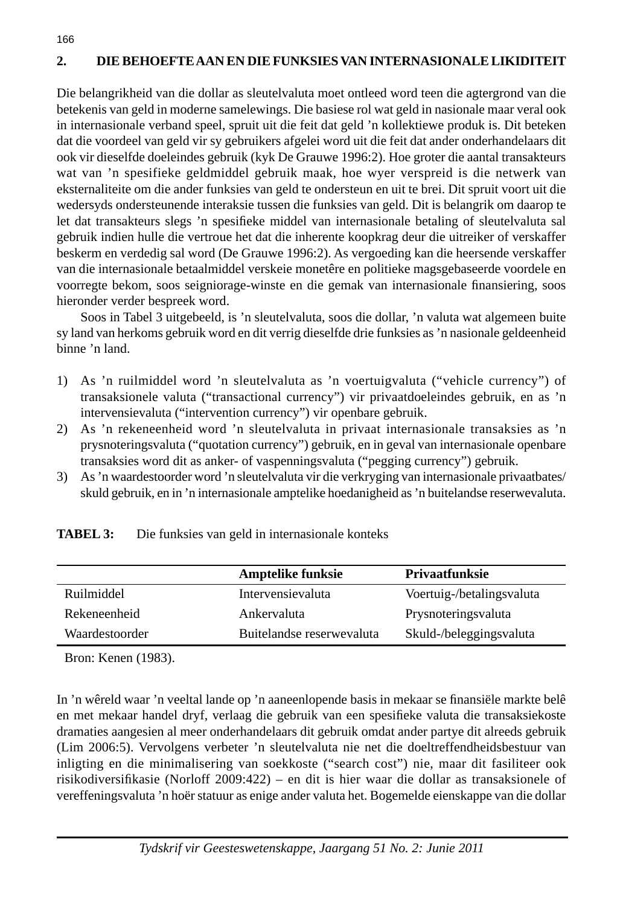## 2. DIE BEHOEFTE AAN EN DIE FUNKSIES VAN INTERNASIONALE LIKIDITEIT

Die belangrikheid van die dollar as sleutelvaluta moet ontleed word teen die agtergrond van die betekenis van geld in moderne samelewings. Die basiese rol wat geld in nasionale maar veral ook in internasionale verband speel, spruit uit die feit dat geld 'n kollektiewe produk is. Dit beteken dat die voordeel van geld vir sy gebruikers afgelei word uit die feit dat ander onderhandelaars dit ook vir dieselfde doeleindes gebruik (kyk De Grauwe 1996:2). Hoe groter die aantal transakteurs wat van 'n spesifieke geldmiddel gebruik maak, hoe wyer verspreid is die netwerk van eksternaliteite om die ander funksies van geld te ondersteun en uit te brei. Dit spruit voort uit die wedersyds ondersteunende interaksie tussen die funksies van geld. Dit is belangrik om daarop te let dat transakteurs slegs 'n spesifieke middel van internasionale betaling of sleutelvaluta sal gebruik indien hulle die vertroue het dat die inherente koopkrag deur die uitreiker of verskaffer beskerm en verdedig sal word (De Grauwe 1996:2). As vergoeding kan die heersende verskaffer van die internasionale betaalmiddel verskeie monetêre en politieke magsgebaseerde voordele en voorregte bekom, soos seigniorage-winste en die gemak van internasionale finansiering, soos hieronder verder bespreek word.

Soos in Tabel 3 uitgebeeld, is 'n sleutelvaluta, soos die dollar, 'n valuta wat algemeen buite sy land van herkoms gebruik word en dit verrig dieselfde drie funksies as 'n nasionale geldeenheid binne 'n land.

1) As 'n ruilmiddel word 'n sleutelvaluta as 'n voertuigvaluta ("vehicle currency") of transaksionele valuta ("transactional currency") vir privaatdoeleindes gebruik, en as 'n intervensievaluta ("intervention currency") vir openbare gebruik.
2) As 'n rekeneenheid word 'n sleutelvaluta in privaat internasionale transaksies as 'n prysnoteringsvaluta ("quotation currency") gebruik, en in geval van internasionale openbare transaksies word dit as anker- of vaspenningsvaluta ("pegging currency") gebruik.
3) As 'n waardestoorder word 'n sleutelvaluta vir die verkryging van internasionale privaatbates/skuld gebruik, en in 'n internasionale amptelike hoedanigheid as 'n buitelandse reserwevaluta.

**TABEL 3:** Die funksies van geld in internasionale konteks

| | **Amptelike funksie** | **Privaatfunksie** |
|---|---|---|
| Ruilmiddel | Intervensievaluta | Voertuig-/betalingsvaluta |
| Rekeneenheid | Ankervaluta | Prysnoteringsvaluta |
| Waardestoorder | Buitelandse reserwevaluta | Skuld-/beleggingsvaluta |

Bron: Kenen (1983).

In 'n wêreld waar 'n veeltal lande op 'n aaneenlopende basis in mekaar se finansiële markte belê en met mekaar handel dryf, verlaag die gebruik van een spesifieke valuta die transaksiekoste dramaties aangesien al meer onderhandelaars dit gebruik omdat ander partye dit alreeds gebruik (Lim 2006:5). Vervolgens verbeter 'n sleutelvaluta nie net die doeltreffendheidsbestuur van inligting en die minimalisering van soekkoste ("search cost") nie, maar dit fasiliteer ook risikodiversifikasie (Norloff 2009:422) – en dit is hier waar die dollar as transaksionele of vereffeningsvaluta 'n hoër statuur as enige ander valuta het. Bogemelde eienskappe van die dollar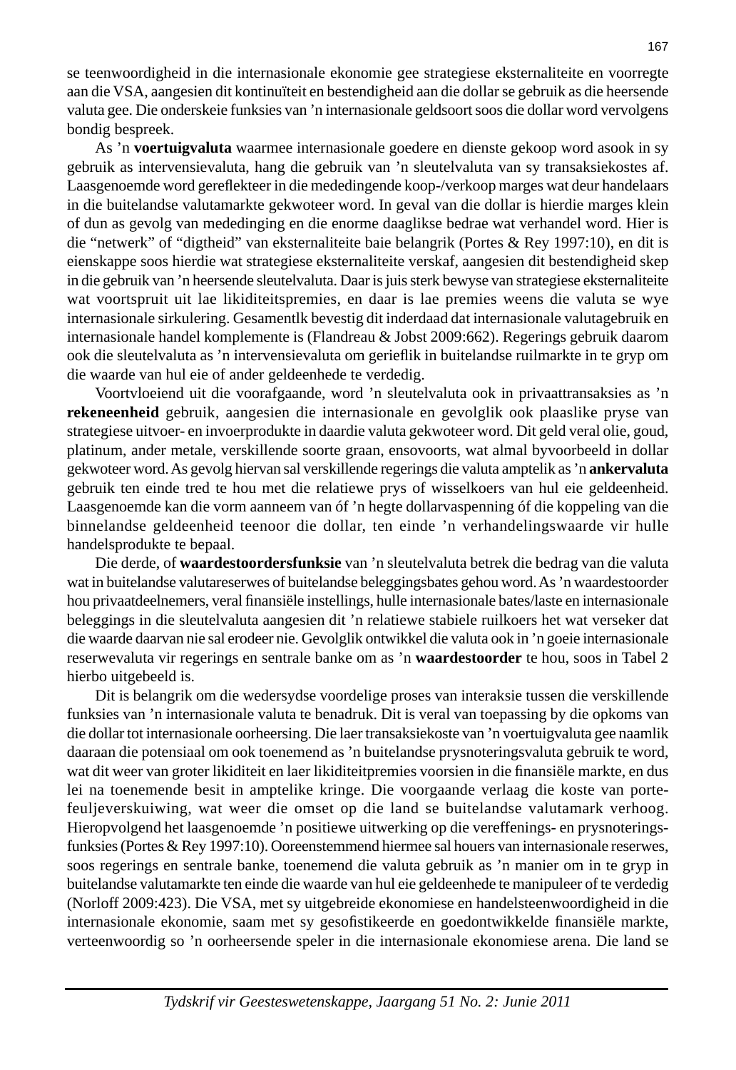se teenwoordigheid in die internasionale ekonomie gee strategiese eksternaliteite en voorregte aan die VSA, aangesien dit kontinuïteit en bestendigheid aan die dollar se gebruik as die heersende valuta gee. Die onderskeie funksies van 'n internasionale geldsoort soos die dollar word vervolgens bondig bespreek.

As 'n **voertuigvaluta** waarmee internasionale goedere en dienste gekoop word asook in sy gebruik as intervensievaluta, hang die gebruik van 'n sleutelvaluta van sy transaksiekostes af. Laasgenoemde word gereflekteer in die mededingende koop-/verkoop marges wat deur handelaars in die buitelandse valutamarkte gekwoteer word. In geval van die dollar is hierdie marges klein of dun as gevolg van mededinging en die enorme daaglikse bedrae wat verhandel word. Hier is die "netwerk" of "digtheid" van eksternaliteite baie belangrik (Portes & Rey 1997:10), en dit is eienskappe soos hierdie wat strategiese eksternaliteite verskaf, aangesien dit bestendigheid skep in die gebruik van 'n heersende sleutelvaluta. Daar is juis sterk bewyse van strategiese eksternaliteite wat voortspruit uit lae likiditeitspremies, en daar is lae premies weens die valuta se wye internasionale sirkulering. Gesamentlk bevestig dit inderdaad dat internasionale valutagebruik en internasionale handel komplemente is (Flandreau & Jobst 2009:662). Regerings gebruik daarom ook die sleutelvaluta as 'n intervensievaluta om gerieflik in buitelandse ruilmarkte in te gryp om die waarde van hul eie of ander geldeenhede te verdedig.

Voortvloeiend uit die voorafgaande, word 'n sleutelvaluta ook in privaattransaksies as 'n **rekeneenheid** gebruik, aangesien die internasionale en gevolglik ook plaaslike pryse van strategiese uitvoer- en invoerprodukte in daardie valuta gekwoteer word. Dit geld veral olie, goud, platinum, ander metale, verskillende soorte graan, ensovoorts, wat almal byvoorbeeld in dollar gekwoteer word. As gevolg hiervan sal verskillende regerings die valuta amptelik as 'n **ankervaluta** gebruik ten einde tred te hou met die relatiewe prys of wisselkoers van hul eie geldeenheid. Laasgenoemde kan die vorm aanneem van óf 'n hegte dollarvaspenning óf die koppeling van die binnelandse geldeenheid teenoor die dollar, ten einde 'n verhandelingswaarde vir hulle handelsprodukte te bepaal.

Die derde, of **waardestoordersfunksie** van 'n sleutelvaluta betrek die bedrag van die valuta wat in buitelandse valutareserwes of buitelandse beleggingsbates gehou word. As 'n waardestoorder hou privaatdeelnemers, veral finansiële instellings, hulle internasionale bates/laste en internasionale beleggings in die sleutelvaluta aangesien dit 'n relatiewe stabiele ruilkoers het wat verseker dat die waarde daarvan nie sal erodeer nie. Gevolglik ontwikkel die valuta ook in 'n goeie internasionale reserwevaluta vir regerings en sentrale banke om as 'n **waardestoorder** te hou, soos in Tabel 2 hierbo uitgebeeld is.

Dit is belangrik om die wedersydse voordelige proses van interaksie tussen die verskillende funksies van 'n internasionale valuta te benadruk. Dit is veral van toepassing by die opkoms van die dollar tot internasionale oorheersing. Die laer transaksiekoste van 'n voertuigvaluta gee naamlik daaraan die potensiaal om ook toenemend as 'n buitelandse prysnoteringsvaluta gebruik te word, wat dit weer van groter likiditeit en laer likiditeitpremies voorsien in die finansiële markte, en dus lei na toenemende besit in amptelike kringe. Die voorgaande verlaag die koste van portefeuljeverskuiwing, wat weer die omset op die land se buitelandse valutamark verhoog. Hieropvolgend het laasgenoemde 'n positiewe uitwerking op die vereffenings- en prysnoteringsfunksies (Portes & Rey 1997:10). Ooreenstemmend hiermee sal houers van internasionale reserwes, soos regerings en sentrale banke, toenemend die valuta gebruik as 'n manier om in te gryp in buitelandse valutamarkte ten einde die waarde van hul eie geldeenhede te manipuleer of te verdedig (Norloff 2009:423). Die VSA, met sy uitgebreide ekonomiese en handelsteenwoordigheid in die internasionale ekonomie, saam met sy gesofistikeerde en goedontwikkelde finansiële markte, verteenwoordig so 'n oorheersende speler in die internasionale ekonomiese arena. Die land se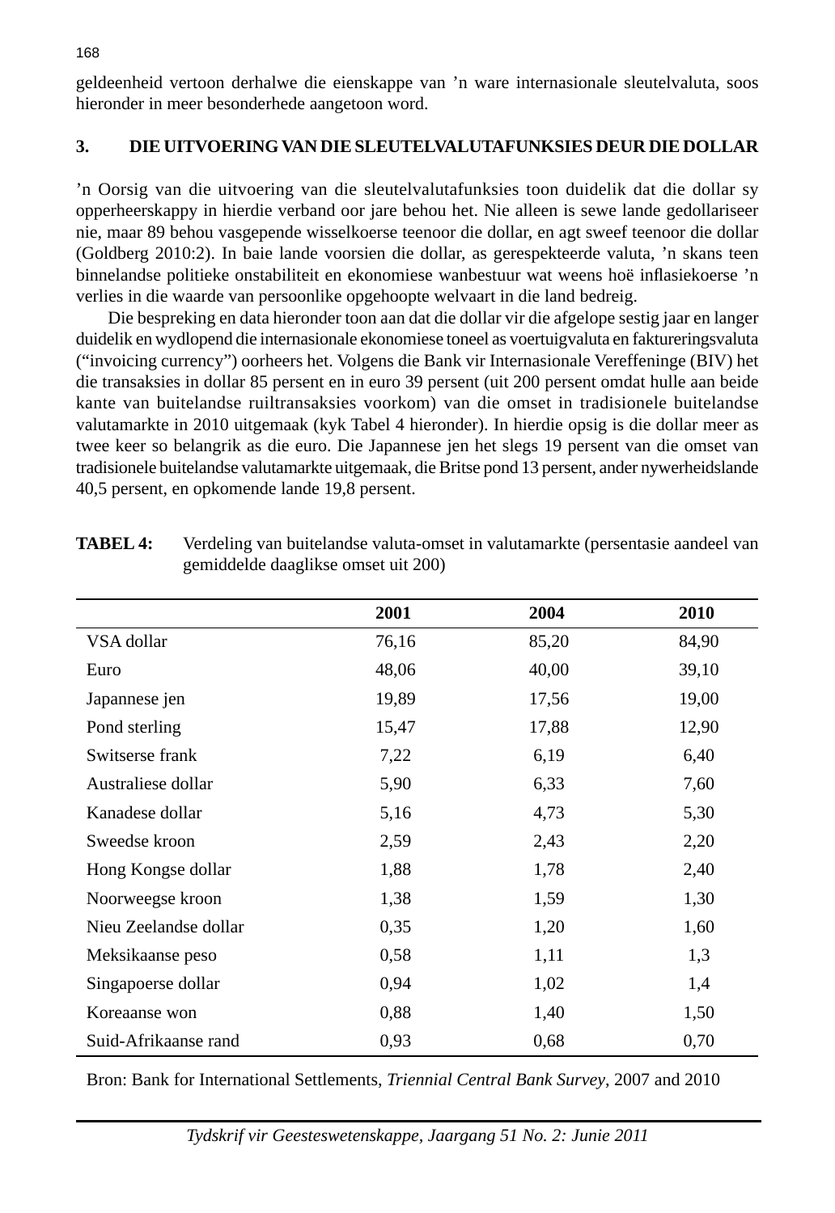geldeenheid vertoon derhalwe die eienskappe van ’n ware internasionale sleutelvaluta, soos hieronder in meer besonderhede aangetoon word.

## 3. DIE UITVOERING VAN DIE SLEUTELVALUTAFUNKSIES DEUR DIE DOLLAR

’n Oorsig van die uitvoering van die sleutelvalutafunksies toon duidelik dat die dollar sy opperheerskappy in hierdie verband oor jare behou het. Nie alleen is sewe lande gedollariseer nie, maar 89 behou vasgepende wisselkoerse teenoor die dollar, en agt sweef teenoor die dollar (Goldberg 2010:2). In baie lande voorsien die dollar, as gerespekteerde valuta, ’n skans teen binnelandse politieke onstabiliteit en ekonomiese wanbestuur wat weens hoë inflasiekoerse ’n verlies in die waarde van persoonlike opgehoopte welvaart in die land bedreig.

Die bespreking en data hieronder toon aan dat die dollar vir die afgelope sestig jaar en langer duidelik en wydlopend die internasionale ekonomiese toneel as voertuigvaluta en faktureringsvaluta (“invoicing currency”) oorheers het. Volgens die Bank vir Internasionale Vereffeninge (BIV) het die transaksies in dollar 85 persent en in euro 39 persent (uit 200 persent omdat hulle aan beide kante van buitelandse ruiltransaksies voorkom) van die omset in tradisionele buitelandse valutamarkte in 2010 uitgemaak (kyk Tabel 4 hieronder). In hierdie opsig is die dollar meer as twee keer so belangrik as die euro. Die Japannese jen het slegs 19 persent van die omset van tradisionele buitelandse valutamarkte uitgemaak, die Britse pond 13 persent, ander nywerheidslande 40,5 persent, en opkomende lande 19,8 persent.

**TABEL 4:** Verdeling van buitelandse valuta-omset in valutamarkte (persentasie aandeel van gemiddelde daaglikse omset uit 200)

| | 2001 | 2004 | 2010 |
|---|---|---|---|
| VSA dollar | 76,16 | 85,20 | 84,90 |
| Euro | 48,06 | 40,00 | 39,10 |
| Japannese jen | 19,89 | 17,56 | 19,00 |
| Pond sterling | 15,47 | 17,88 | 12,90 |
| Switserse frank | 7,22 | 6,19 | 6,40 |
| Australiese dollar | 5,90 | 6,33 | 7,60 |
| Kanadese dollar | 5,16 | 4,73 | 5,30 |
| Sweedse kroon | 2,59 | 2,43 | 2,20 |
| Hong Kongse dollar | 1,88 | 1,78 | 2,40 |
| Noorweegse kroon | 1,38 | 1,59 | 1,30 |
| Nieu Zeelandse dollar | 0,35 | 1,20 | 1,60 |
| Meksikaanse peso | 0,58 | 1,11 | 1,3 |
| Singapoerse dollar | 0,94 | 1,02 | 1,4 |
| Koreaanse won | 0,88 | 1,40 | 1,50 |
| Suid-Afrikaanse rand | 0,93 | 0,68 | 0,70 |

Bron: Bank for International Settlements, *Triennial Central Bank Survey*, 2007 and 2010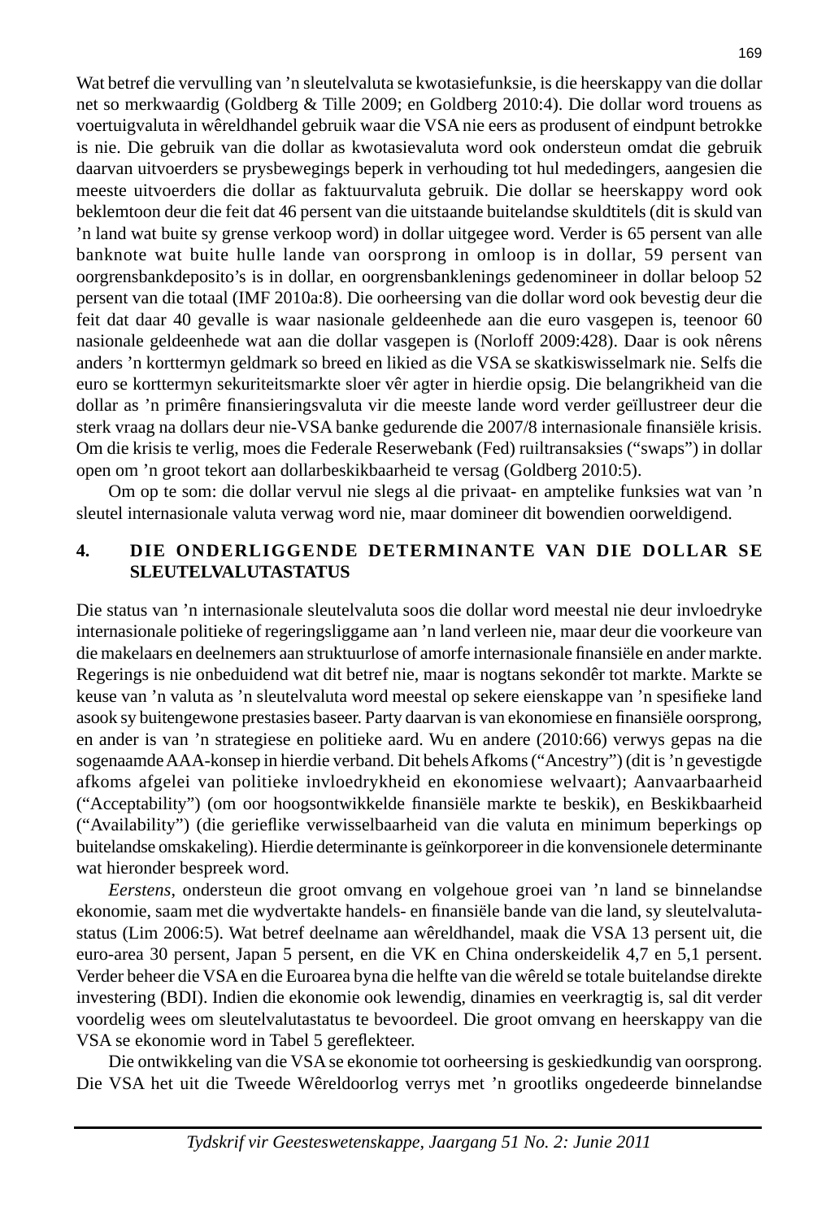Wat betref die vervulling van 'n sleutelvaluta se kwotasiefunksie, is die heerskappy van die dollar net so merkwaardig (Goldberg & Tille 2009; en Goldberg 2010:4). Die dollar word trouens as voertuigvaluta in wêreldhandel gebruik waar die VSA nie eers as produsent of eindpunt betrokke is nie. Die gebruik van die dollar as kwotasievaluta word ook ondersteun omdat die gebruik daarvan uitvoerders se prysbewegings beperk in verhouding tot hul mededingers, aangesien die meeste uitvoerders die dollar as faktuurvaluta gebruik. Die dollar se heerskappy word ook beklemtoon deur die feit dat 46 persent van die uitstaande buitelandse skuldtitels (dit is skuld van 'n land wat buite sy grense verkoop word) in dollar uitgegee word. Verder is 65 persent van alle banknote wat buite hulle lande van oorsprong in omloop is in dollar, 59 persent van oorgrensbankdeposito's is in dollar, en oorgrensbanklenings gedenomineer in dollar beloop 52 persent van die totaal (IMF 2010a:8). Die oorheersing van die dollar word ook bevestig deur die feit dat daar 40 gevalle is waar nasionale geldeenhede aan die euro vasgepen is, teenoor 60 nasionale geldeenhede wat aan die dollar vasgepen is (Norloff 2009:428). Daar is ook nêrens anders 'n korttermyn geldmark so breed en likied as die VSA se skatkiswisselmark nie. Selfs die euro se korttermyn sekuriteitsmarkte sloer vêr agter in hierdie opsig. Die belangrikheid van die dollar as 'n primêre finansieringsvaluta vir die meeste lande word verder geïllustreer deur die sterk vraag na dollars deur nie-VSA banke gedurende die 2007/8 internasionale finansiële krisis. Om die krisis te verlig, moes die Federale Reserwebank (Fed) ruiltransaksies ("swaps") in dollar open om 'n groot tekort aan dollarbeskikbaarheid te versag (Goldberg 2010:5).

Om op te som: die dollar vervul nie slegs al die privaat- en amptelike funksies wat van 'n sleutel internasionale valuta verwag word nie, maar domineer dit bowendien oorweldigend.

## 4. DIE ONDERLIGGENDE DETERMINANTE VAN DIE DOLLAR SE SLEUTELVALUTASTATUS

Die status van 'n internasionale sleutelvaluta soos die dollar word meestal nie deur invloedryke internasionale politieke of regeringsliggame aan 'n land verleen nie, maar deur die voorkeure van die makelaars en deelnemers aan struktuurlose of amorfe internasionale finansiële en ander markte. Regerings is nie onbeduidend wat dit betref nie, maar is nogtans sekondêr tot markte. Markte se keuse van 'n valuta as 'n sleutelvaluta word meestal op sekere eienskappe van 'n spesifieke land asook sy buitengewone prestasies baseer. Party daarvan is van ekonomiese en finansiële oorsprong, en ander is van 'n strategiese en politieke aard. Wu en andere (2010:66) verwys gepas na die sogenaamde AAA-konsep in hierdie verband. Dit behels Afkoms ("Ancestry") (dit is 'n gevestigde afkoms afgelei van politieke invloedrykheid en ekonomiese welvaart); Aanvaarbaarheid ("Acceptability") (om oor hoogsontwikkelde finansiële markte te beskik), en Beskikbaarheid ("Availability") (die gerieflike verwisselbaarheid van die valuta en minimum beperkings op buitelandse omskakeling). Hierdie determinante is geïnkorporeer in die konvensionele determinante wat hieronder bespreek word.

*Eerstens*, ondersteun die groot omvang en volgehoue groei van 'n land se binnelandse ekonomie, saam met die wydvertakte handels- en finansiële bande van die land, sy sleutelvaluta-status (Lim 2006:5). Wat betref deelname aan wêreldhandel, maak die VSA 13 persent uit, die euro-area 30 persent, Japan 5 persent, en die VK en China onderskeidelik 4,7 en 5,1 persent. Verder beheer die VSA en die Euroarea byna die helfte van die wêreld se totale buitelandse direkte investering (BDI). Indien die ekonomie ook lewendig, dinamies en veerkragtig is, sal dit verder voordelig wees om sleutelvalutastatus te bevoordeel. Die groot omvang en heerskappy van die VSA se ekonomie word in Tabel 5 gereflekteer.

Die ontwikkeling van die VSA se ekonomie tot oorheersing is geskiedkundig van oorsprong. Die VSA het uit die Tweede Wêreldoorlog verrys met 'n grootliks ongedeerde binnelandse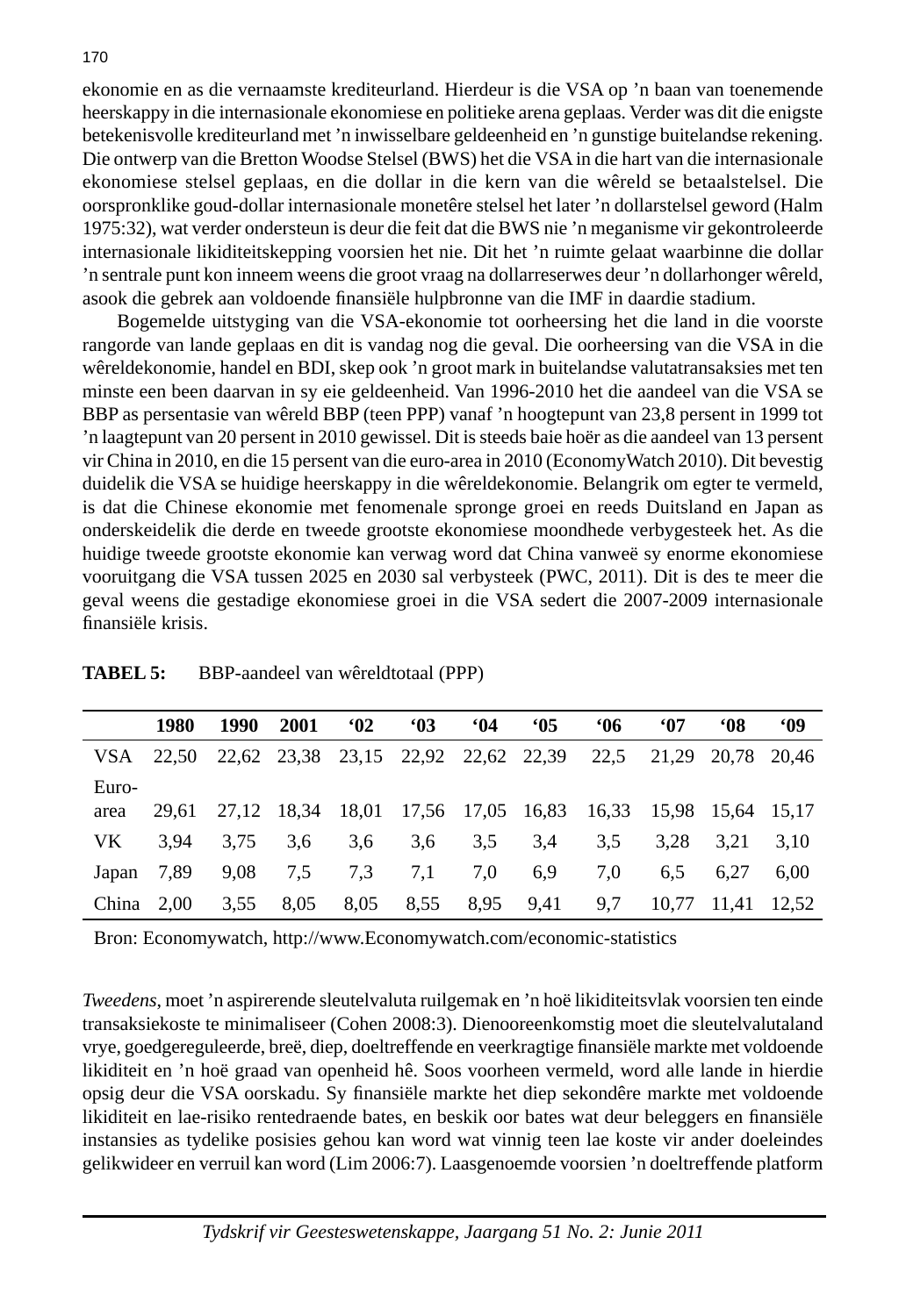ekonomie en as die vernaamste krediteurland. Hierdeur is die VSA op ’n baan van toenemende heerskappy in die internasionale ekonomiese en politieke arena geplaas. Verder was dit die enigste betekenisvolle krediteurland met ’n inwisselbare geldeenheid en ’n gunstige buitelandse rekening. Die ontwerp van die Bretton Woodse Stelsel (BWS) het die VSA in die hart van die internasionale ekonomiese stelsel geplaas, en die dollar in die kern van die wêreld se betaalstelsel. Die oorspronklike goud-dollar internasionale monetêre stelsel het later ’n dollarstelsel geword (Halm 1975:32), wat verder ondersteun is deur die feit dat die BWS nie ’n meganisme vir gekontroleerde internasionale likiditeitskepping voorsien het nie. Dit het ’n ruimte gelaat waarbinne die dollar ’n sentrale punt kon inneem weens die groot vraag na dollarreserwes deur ’n dollarhonger wêreld, asook die gebrek aan voldoende finansiële hulpbronne van die IMF in daardie stadium.

Bogemelde uitstyging van die VSA-ekonomie tot oorheersing het die land in die voorste rangorde van lande geplaas en dit is vandag nog die geval. Die oorheersing van die VSA in die wêreldekonomie, handel en BDI, skep ook ’n groot mark in buitelandse valutatransaksies met ten minste een been daarvan in sy eie geldeenheid. Van 1996-2010 het die aandeel van die VSA se BBP as persentasie van wêreld BBP (teen PPP) vanaf ’n hoogtepunt van 23,8 persent in 1999 tot ’n laagtepunt van 20 persent in 2010 gewissel. Dit is steeds baie hoër as die aandeel van 13 persent vir China in 2010, en die 15 persent van die euro-area in 2010 (EconomyWatch 2010). Dit bevestig duidelik die VSA se huidige heerskappy in die wêreldekonomie. Belangrik om egter te vermeld, is dat die Chinese ekonomie met fenomenale spronge groei en reeds Duitsland en Japan as onderskeidelik die derde en tweede grootste ekonomiese moondhede verbygesteek het. As die huidige tweede grootste ekonomie kan verwag word dat China vanweë sy enorme ekonomiese vooruitgang die VSA tussen 2025 en 2030 sal verbysteek (PWC, 2011). Dit is des te meer die geval weens die gestadige ekonomiese groei in die VSA sedert die 2007-2009 internasionale finansiële krisis.

**TABEL 5:** BBP-aandeel van wêreldtotaal (PPP)

| | 1980 | 1990 | 2001 | ‘02 | ‘03 | ‘04 | ‘05 | ‘06 | ‘07 | ‘08 | ‘09 |
|---|---|---|---|---|---|---|---|---|---|---|---|
| VSA | 22,50 | 22,62 | 23,38 | 23,15 | 22,92 | 22,62 | 22,39 | 22,5 | 21,29 | 20,78 | 20,46 |
| Euro-area | 29,61 | 27,12 | 18,34 | 18,01 | 17,56 | 17,05 | 16,83 | 16,33 | 15,98 | 15,64 | 15,17 |
| VK | 3,94 | 3,75 | 3,6 | 3,6 | 3,6 | 3,5 | 3,4 | 3,5 | 3,28 | 3,21 | 3,10 |
| Japan | 7,89 | 9,08 | 7,5 | 7,3 | 7,1 | 7,0 | 6,9 | 7,0 | 6,5 | 6,27 | 6,00 |
| China | 2,00 | 3,55 | 8,05 | 8,05 | 8,55 | 8,95 | 9,41 | 9,7 | 10,77 | 11,41 | 12,52 |

Bron: Economywatch, http://www.Economywatch.com/economic-statistics

*Tweedens*, moet ’n aspirerende sleutelvaluta ruilgemak en ’n hoë likiditeitsvlak voorsien ten einde transaksiekoste te minimaliseer (Cohen 2008:3). Dienooreenkomstig moet die sleutelvalutaland vrye, goedgereguleerde, breë, diep, doeltreffende en veerkragtige finansiële markte met voldoende likiditeit en ’n hoë graad van openheid hê. Soos voorheen vermeld, word alle lande in hierdie opsig deur die VSA oorskadu. Sy finansiële markte het diep sekondêre markte met voldoende likiditeit en lae-risiko rentedraende bates, en beskik oor bates wat deur beleggers en finansiële instansies as tydelike posisies gehou kan word wat vinnig teen lae koste vir ander doeleindes gelikwideer en verruil kan word (Lim 2006:7). Laasgenoemde voorsien ’n doeltreffende platform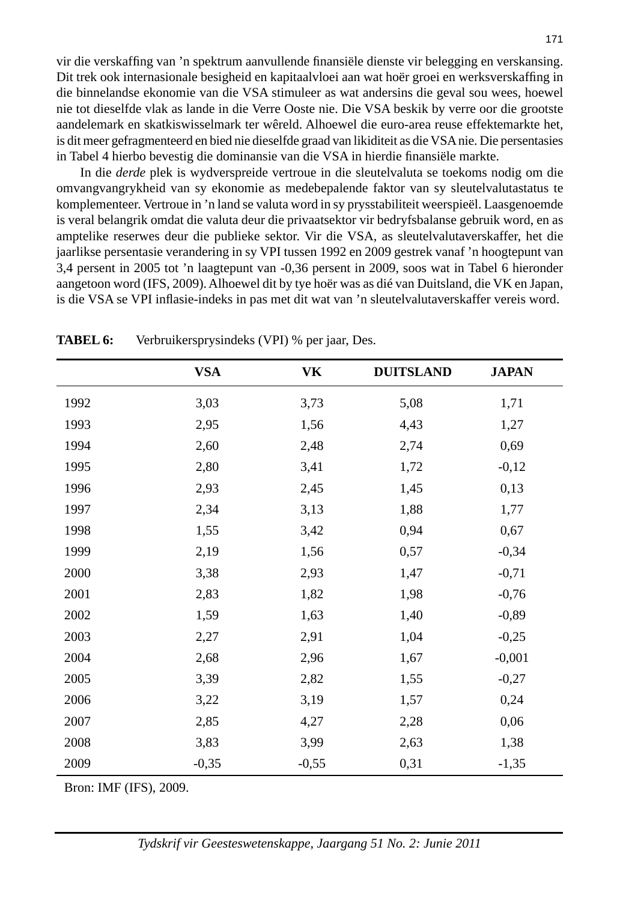vir die verskaffing van 'n spektrum aanvullende finansiële dienste vir belegging en verskansing. Dit trek ook internasionale besigheid en kapitaalvloei aan wat hoër groei en werksverskaffing in die binnelandse ekonomie van die VSA stimuleer as wat andersins die geval sou wees, hoewel nie tot dieselfde vlak as lande in die Verre Ooste nie. Die VSA beskik by verre oor die grootste aandelemark en skatkiswisselmark ter wêreld. Alhoewel die euro-area reuse effektemarkte het, is dit meer gefragmenteerd en bied nie dieselfde graad van likiditeit as die VSA nie. Die persentasies in Tabel 4 hierbo bevestig die dominansie van die VSA in hierdie finansiële markte.

In die *derde* plek is wydverspreide vertroue in die sleutelvaluta se toekoms nodig om die omvangvangrykheid van sy ekonomie as medebepalende faktor van sy sleutelvalutastatus te komplementeer. Vertroue in 'n land se valuta word in sy prysstabiliteit weerspieël. Laasgenoemde is veral belangrik omdat die valuta deur die privaatsektor vir bedryfsbalanse gebruik word, en as amptelike reserwes deur die publieke sektor. Vir die VSA, as sleutelvalutaverskaffer, het die jaarlikse persentasie verandering in sy VPI tussen 1992 en 2009 gestrek vanaf 'n hoogtepunt van 3,4 persent in 2005 tot 'n laagtepunt van -0,36 persent in 2009, soos wat in Tabel 6 hieronder aangetoon word (IFS, 2009). Alhoewel dit by tye hoër was as dié van Duitsland, die VK en Japan, is die VSA se VPI inflasie-indeks in pas met dit wat van 'n sleutelvalutaverskaffer vereis word.

**TABEL 6:** Verbruikersprysindeks (VPI) % per jaar, Des.

| | VSA | VK | DUITSLAND | JAPAN |
|---|---|---|---|---|
| 1992 | 3,03 | 3,73 | 5,08 | 1,71 |
| 1993 | 2,95 | 1,56 | 4,43 | 1,27 |
| 1994 | 2,60 | 2,48 | 2,74 | 0,69 |
| 1995 | 2,80 | 3,41 | 1,72 | -0,12 |
| 1996 | 2,93 | 2,45 | 1,45 | 0,13 |
| 1997 | 2,34 | 3,13 | 1,88 | 1,77 |
| 1998 | 1,55 | 3,42 | 0,94 | 0,67 |
| 1999 | 2,19 | 1,56 | 0,57 | -0,34 |
| 2000 | 3,38 | 2,93 | 1,47 | -0,71 |
| 2001 | 2,83 | 1,82 | 1,98 | -0,76 |
| 2002 | 1,59 | 1,63 | 1,40 | -0,89 |
| 2003 | 2,27 | 2,91 | 1,04 | -0,25 |
| 2004 | 2,68 | 2,96 | 1,67 | -0,001 |
| 2005 | 3,39 | 2,82 | 1,55 | -0,27 |
| 2006 | 3,22 | 3,19 | 1,57 | 0,24 |
| 2007 | 2,85 | 4,27 | 2,28 | 0,06 |
| 2008 | 3,83 | 3,99 | 2,63 | 1,38 |
| 2009 | -0,35 | -0,55 | 0,31 | -1,35 |

Bron: IMF (IFS), 2009.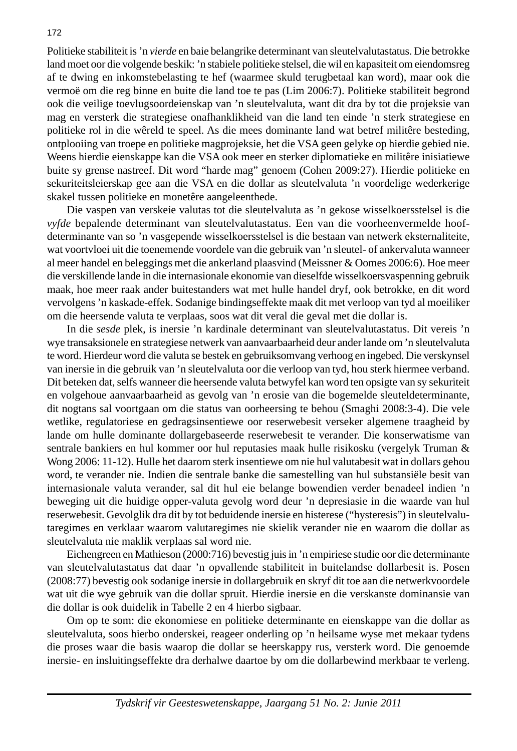Politieke stabiliteit is 'n *vierde* en baie belangrike determinant van sleutelvalutastatus. Die betrokke land moet oor die volgende beskik: 'n stabiele politieke stelsel, die wil en kapasiteit om eiendomsreg af te dwing en inkomstebelasting te hef (waarmee skuld terugbetaal kan word), maar ook die vermoë om die reg binne en buite die land toe te pas (Lim 2006:7). Politieke stabiliteit begrond ook die veilige toevlugsoordeienskap van 'n sleutelvaluta, want dit dra by tot die projeksie van mag en versterk die strategiese onafhanklikheid van die land ten einde 'n sterk strategiese en politieke rol in die wêreld te speel. As die mees dominante land wat betref militêre besteding, ontplooiing van troepe en politieke magprojeksie, het die VSA geen gelyke op hierdie gebied nie. Weens hierdie eienskappe kan die VSA ook meer en sterker diplomatieke en militêre inisiatiewe buite sy grense nastreef. Dit word "harde mag" genoem (Cohen 2009:27). Hierdie politieke en sekuriteitsleierskap gee aan die VSA en die dollar as sleutelvaluta 'n voordelige wederkerige skakel tussen politieke en monetêre aangeleenthede.

Die vaspen van verskeie valutas tot die sleutelvaluta as 'n gekose wisselkoersstelsel is die *vyfde* bepalende determinant van sleutelvalutastatus. Een van die voorheenvermelde hoofdeterminante van so 'n vasgepende wisselkoersstelsel is die bestaan van netwerk eksternaliteite, wat voortvloei uit die toenemende voordele van die gebruik van 'n sleutel- of ankervaluta wanneer al meer handel en beleggings met die ankerland plaasvind (Meissner & Oomes 2006:6). Hoe meer die verskillende lande in die internasionale ekonomie van dieselfde wisselkoersvaspenning gebruik maak, hoe meer raak ander buitestanders wat met hulle handel dryf, ook betrokke, en dit word vervolgens 'n kaskade-effek. Sodanige bindingseffekte maak dit met verloop van tyd al moeiliker om die heersende valuta te verplaas, soos wat dit veral die geval met die dollar is.

In die *sesde* plek, is inersie 'n kardinale determinant van sleutelvalutastatus. Dit vereis 'n wye transaksionele en strategiese netwerk van aanvaarbaarheid deur ander lande om 'n sleutelvaluta te word. Hierdeur word die valuta se bestek en gebruiksomvang verhoog en ingebed. Die verskynsel van inersie in die gebruik van 'n sleutelvaluta oor die verloop van tyd, hou sterk hiermee verband. Dit beteken dat, selfs wanneer die heersende valuta betwyfel kan word ten opsigte van sy sekuriteit en volgehoue aanvaarbaarheid as gevolg van 'n erosie van die bogemelde sleuteldeterminante, dit nogtans sal voortgaan om die status van oorheersing te behou (Smaghi 2008:3-4). Die vele wetlike, regulatoriese en gedragsinsentiewe oor reserwebesit verseker algemene traagheid by lande om hulle dominante dollargebaseerde reserwebesit te verander. Die konserwatisme van sentrale bankiers en hul kommer oor hul reputasies maak hulle risikosku (vergelyk Truman & Wong 2006: 11-12). Hulle het daarom sterk insentiewe om nie hul valutabesit wat in dollars gehou word, te verander nie. Indien die sentrale banke die samestelling van hul substansiële besit van internasionale valuta verander, sal dit hul eie belange bowendien verder benadeel indien 'n beweging uit die huidige opper-valuta gevolg word deur 'n depresiasie in die waarde van hul reserwebesit. Gevolglik dra dit by tot beduidende inersie en histerese ("hysteresis") in sleutelvalutaregimes en verklaar waarom valutaregimes nie skielik verander nie en waarom die dollar as sleutelvaluta nie maklik verplaas sal word nie.

Eichengreen en Mathieson (2000:716) bevestig juis in 'n empiriese studie oor die determinante van sleutelvalutastatus dat daar 'n opvallende stabiliteit in buitelandse dollarbesit is. Posen (2008:77) bevestig ook sodanige inersie in dollargebruik en skryf dit toe aan die netwerkvoordele wat uit die wye gebruik van die dollar spruit. Hierdie inersie en die verskanste dominansie van die dollar is ook duidelik in Tabelle 2 en 4 hierbo sigbaar.

Om op te som: die ekonomiese en politieke determinante en eienskappe van die dollar as sleutelvaluta, soos hierbo onderskei, reageer onderling op 'n heilsame wyse met mekaar tydens die proses waar die basis waarop die dollar se heerskappy rus, versterk word. Die genoemde inersie- en insluitingseffekte dra derhalwe daartoe by om die dollarbewind merkbaar te verleng.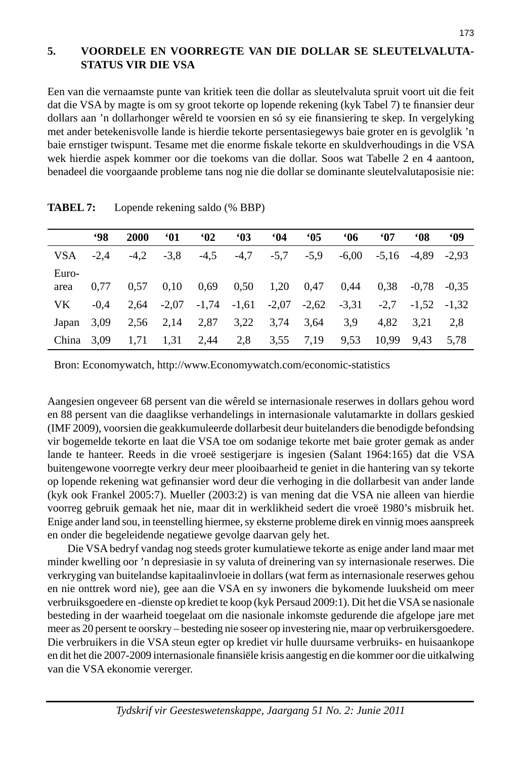## 5. VOORDELE EN VOORREGTE VAN DIE DOLLAR SE SLEUTELVALUTA-STATUS VIR DIE VSA

Een van die vernaamste punte van kritiek teen die dollar as sleutelvaluta spruit voort uit die feit dat die VSA by magte is om sy groot tekorte op lopende rekening (kyk Tabel 7) te finansier deur dollars aan ’n dollarhonger wêreld te voorsien en só sy eie finansiering te skep. In vergelyking met ander betekenisvolle lande is hierdie tekorte persentasiegewys baie groter en is gevolglik ’n baie ernstiger twispunt. Tesame met die enorme fiskale tekorte en skuldverhoudings in die VSA wek hierdie aspek kommer oor die toekoms van die dollar. Soos wat Tabelle 2 en 4 aantoon, benadeel die voorgaande probleme tans nog nie die dollar se dominante sleutelvalutaposisie nie:

**TABEL 7:** Lopende rekening saldo (% BBP)

| | ‘98 | 2000 | ‘01 | ‘02 | ‘03 | ‘04 | ‘05 | ‘06 | ‘07 | ‘08 | ‘09 |
|---|---|---|---|---|---|---|---|---|---|---|---|
| VSA | -2,4 | -4,2 | -3,8 | -4,5 | -4,7 | -5,7 | -5,9 | -6,00 | -5,16 | -4,89 | -2,93 |
| Euro-area | 0,77 | 0,57 | 0,10 | 0,69 | 0,50 | 1,20 | 0,47 | 0,44 | 0,38 | -0,78 | -0,35 |
| VK | -0,4 | 2,64 | -2,07 | -1,74 | -1,61 | -2,07 | -2,62 | -3,31 | -2,7 | -1,52 | -1,32 |
| Japan | 3,09 | 2,56 | 2,14 | 2,87 | 3,22 | 3,74 | 3,64 | 3,9 | 4,82 | 3,21 | 2,8 |
| China | 3,09 | 1,71 | 1,31 | 2,44 | 2,8 | 3,55 | 7,19 | 9,53 | 10,99 | 9,43 | 5,78 |

Bron: Economywatch, http://www.Economywatch.com/economic-statistics

Aangesien ongeveer 68 persent van die wêreld se internasionale reserwes in dollars gehou word en 88 persent van die daaglikse verhandelings in internasionale valutamarkte in dollars geskied (IMF 2009), voorsien die geakkumuleerde dollarbesit deur buitelanders die benodigde befondsing vir bogemelde tekorte en laat die VSA toe om sodanige tekorte met baie groter gemak as ander lande te hanteer. Reeds in die vroeë sestigerjare is ingesien (Salant 1964:165) dat die VSA buitengewone voorregte verkry deur meer plooibaarheid te geniet in die hantering van sy tekorte op lopende rekening wat gefinansier word deur die verhoging in die dollarbesit van ander lande (kyk ook Frankel 2005:7). Mueller (2003:2) is van mening dat die VSA nie alleen van hierdie voorreg gebruik gemaak het nie, maar dit in werklikheid sedert die vroeë 1980’s misbruik het. Enige ander land sou, in teenstelling hiermee, sy eksterne probleme direk en vinnig moes aanspreek en onder die begeleidende negatiewe gevolge daarvan gely het.

Die VSA bedryf vandag nog steeds groter kumulatiewe tekorte as enige ander land maar met minder kwelling oor ’n depresiasie in sy valuta of dreinering van sy internasionale reserwes. Die verkryging van buitelandse kapitaalinvloeie in dollars (wat ferm as internasionale reserwes gehou en nie onttrek word nie), gee aan die VSA en sy inwoners die bykomende luuksheid om meer verbruiksgoedere en -dienste op krediet te koop (kyk Persaud 2009:1). Dit het die VSA se nasionale besteding in der waarheid toegelaat om die nasionale inkomste gedurende die afgelope jare met meer as 20 persent te oorskry – besteding nie soseer op investering nie, maar op verbruikersgoedere. Die verbruikers in die VSA steun egter op krediet vir hulle duursame verbruiks- en huisaankope en dit het die 2007-2009 internasionale finansiële krisis aangestig en die kommer oor die uitkalwing van die VSA ekonomie vererger.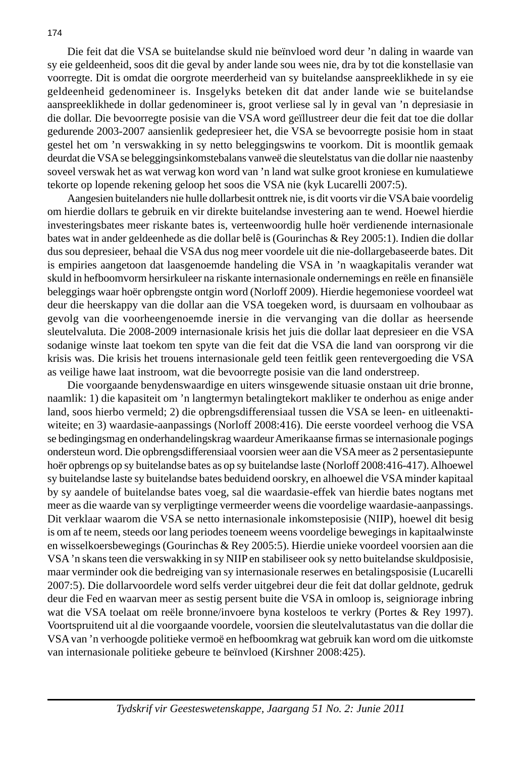Die feit dat die VSA se buitelandse skuld nie beïnvloed word deur 'n daling in waarde van sy eie geldeenheid, soos dit die geval by ander lande sou wees nie, dra by tot die konstellasie van voorregte. Dit is omdat die oorgrote meerderheid van sy buitelandse aanspreeklikhede in sy eie geldeenheid gedenomineer is. Insgelyks beteken dit dat ander lande wie se buitelandse aanspreeklikhede in dollar gedenomineer is, groot verliese sal ly in geval van 'n depresiasie in die dollar. Die bevoorregte posisie van die VSA word geïllustreer deur die feit dat toe die dollar gedurende 2003-2007 aansienlik gedepresieer het, die VSA se bevoorregte posisie hom in staat gestel het om 'n verswakking in sy netto beleggingswins te voorkom. Dit is moontlik gemaak deurdat die VSA se beleggingsinkomstebalans vanweë die sleutelstatus van die dollar nie naastenby soveel verswak het as wat verwag kon word van 'n land wat sulke groot kroniese en kumulatiewe tekorte op lopende rekening geloop het soos die VSA nie (kyk Lucarelli 2007:5).

Aangesien buitelanders nie hulle dollarbesit onttrek nie, is dit voorts vir die VSA baie voordelig om hierdie dollars te gebruik en vir direkte buitelandse investering aan te wend. Hoewel hierdie investeringsbates meer riskante bates is, verteenwoordig hulle hoër verdienende internasionale bates wat in ander geldeenhede as die dollar belê is (Gourinchas & Rey 2005:1). Indien die dollar dus sou depresieer, behaal die VSA dus nog meer voordele uit die nie-dollargebaseerde bates. Dit is empiries aangetoon dat laasgenoemde handeling die VSA in 'n waagkapitalis verander wat skuld in hefboomvorm hersirkuleer na riskante internasionale ondernemings en reële en finansiële beleggings waar hoër opbrengste ontgin word (Norloff 2009). Hierdie hegemoniese voordeel wat deur die heerskappy van die dollar aan die VSA toegeken word, is duursaam en volhoubaar as gevolg van die voorheengenoemde inersie in die vervanging van die dollar as heersende sleutelvaluta. Die 2008-2009 internasionale krisis het juis die dollar laat depresieer en die VSA sodanige winste laat toekom ten spyte van die feit dat die VSA die land van oorsprong vir die krisis was. Die krisis het trouens internasionale geld teen feitlik geen rentevergoeding die VSA as veilige hawe laat instroom, wat die bevoorregte posisie van die land onderstreep.

Die voorgaande benydenswaardige en uiters winsgewende situasie onstaan uit drie bronne, naamlik: 1) die kapasiteit om 'n langtermyn betalingtekort makliker te onderhou as enige ander land, soos hierbo vermeld; 2) die opbrengsdifferensiaal tussen die VSA se leen- en uitleenaktiwiteite; en 3) waardasie-aanpassings (Norloff 2008:416). Die eerste voordeel verhoog die VSA se bedingingsmag en onderhandelingskrag waardeur Amerikaanse firmas se internasionale pogings ondersteun word. Die opbrengsdifferensiaal voorsien weer aan die VSA meer as 2 persentasiepunte hoër opbrengs op sy buitelandse bates as op sy buitelandse laste (Norloff 2008:416-417). Alhoewel sy buitelandse laste sy buitelandse bates beduidend oorskry, en alhoewel die VSA minder kapitaal by sy aandele of buitelandse bates voeg, sal die waardasie-effek van hierdie bates nogtans met meer as die waarde van sy verpligtinge vermeerder weens die voordelige waardasie-aanpassings. Dit verklaar waarom die VSA se netto internasionale inkomsteposisie (NIIP), hoewel dit besig is om af te neem, steeds oor lang periodes toeneem weens voordelige bewegings in kapitaalwinste en wisselkoersbewegings (Gourinchas & Rey 2005:5). Hierdie unieke voordeel voorsien aan die VSA 'n skans teen die verswakking in sy NIIP en stabiliseer ook sy netto buitelandse skuldposisie, maar verminder ook die bedreiging van sy internasionale reserwes en betalingsposisie (Lucarelli 2007:5). Die dollarvoordele word selfs verder uitgebrei deur die feit dat dollar geldnote, gedruk deur die Fed en waarvan meer as sestig persent buite die VSA in omloop is, seigniorage inbring wat die VSA toelaat om reële bronne/invoere byna kosteloos te verkry (Portes & Rey 1997). Voortspruitend uit al die voorgaande voordele, voorsien die sleutelvalutastatus van die dollar die VSA van 'n verhoogde politieke vermoë en hefboomkrag wat gebruik kan word om die uitkomste van internasionale politieke gebeure te beïnvloed (Kirshner 2008:425).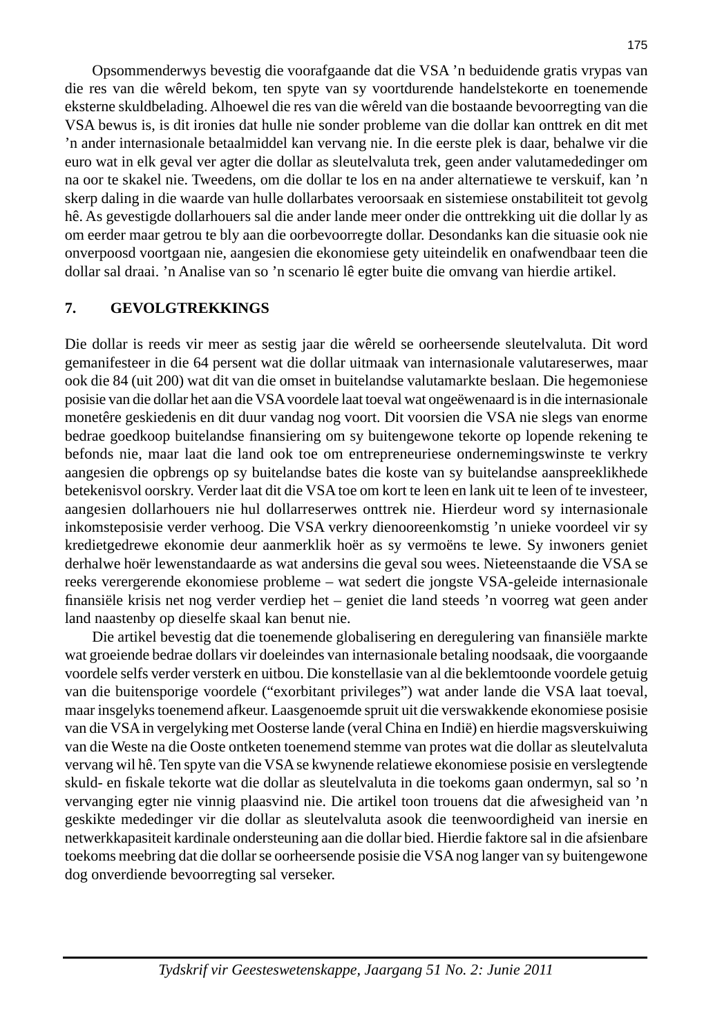Opsommenderwys bevestig die voorafgaande dat die VSA 'n beduidende gratis vrypas van die res van die wêreld bekom, ten spyte van sy voortdurende handelstekorte en toenemende eksterne skuldbelading. Alhoewel die res van die wêreld van die bostaande bevoorregting van die VSA bewus is, is dit ironies dat hulle nie sonder probleme van die dollar kan onttrek en dit met 'n ander internasionale betaalmiddel kan vervang nie. In die eerste plek is daar, behalwe vir die euro wat in elk geval ver agter die dollar as sleutelvaluta trek, geen ander valutamededinger om na oor te skakel nie. Tweedens, om die dollar te los en na ander alternatiewe te verskuif, kan 'n skerp daling in die waarde van hulle dollarbates veroorsaak en sistemiese onstabiliteit tot gevolg hê. As gevestigde dollarhouers sal die ander lande meer onder die onttrekking uit die dollar ly as om eerder maar getrou te bly aan die oorbevoorregte dollar. Desondanks kan die situasie ook nie onverpoosd voortgaan nie, aangesien die ekonomiese gety uiteindelik en onafwendbaar teen die dollar sal draai. 'n Analise van so 'n scenario lê egter buite die omvang van hierdie artikel.

## 7. GEVOLGTREKKINGS

Die dollar is reeds vir meer as sestig jaar die wêreld se oorheersende sleutelvaluta. Dit word gemanifesteer in die 64 persent wat die dollar uitmaak van internasionale valutareserwes, maar ook die 84 (uit 200) wat dit van die omset in buitelandse valutamarkte beslaan. Die hegemoniese posisie van die dollar het aan die VSA voordele laat toeval wat ongeëwenaard is in die internasionale monetêre geskiedenis en dit duur vandag nog voort. Dit voorsien die VSA nie slegs van enorme bedrae goedkoop buitelandse finansiering om sy buitengewone tekorte op lopende rekening te befonds nie, maar laat die land ook toe om entrepreneuriese ondernemingswinste te verkry aangesien die opbrengs op sy buitelandse bates die koste van sy buitelandse aanspreeklikhede betekenisvol oorskry. Verder laat dit die VSA toe om kort te leen en lank uit te leen of te investeer, aangesien dollarhouers nie hul dollarreserwes onttrek nie. Hierdeur word sy internasionale inkomsteposisie verder verhoog. Die VSA verkry dienooreenkomstig 'n unieke voordeel vir sy kredietgedrewe ekonomie deur aanmerklik hoër as sy vermoëns te lewe. Sy inwoners geniet derhalwe hoër lewenstandaarde as wat andersins die geval sou wees. Nieteenstaande die VSA se reeks verergerende ekonomiese probleme – wat sedert die jongste VSA-geleide internasionale finansiële krisis net nog verder verdiep het – geniet die land steeds 'n voorreg wat geen ander land naastenby op dieselfde skaal kan benut nie.

Die artikel bevestig dat die toenemende globalisering en deregulering van finansiële markte wat groeiende bedrae dollars vir doeleindes van internasionale betaling noodsaak, die voorgaande voordele selfs verder versterk en uitbou. Die konstellasie van al die beklemtoonde voordele getuig van die buitensporige voordele ("exorbitant privileges") wat ander lande die VSA laat toeval, maar insgelyks toenemend afkeur. Laasgenoemde spruit uit die verswakkende ekonomiese posisie van die VSA in vergelyking met Oosterse lande (veral China en Indië) en hierdie magsverskuiwing van die Weste na die Ooste ontketen toenemend stemme van protes wat die dollar as sleutelvaluta vervang wil hê. Ten spyte van die VSA se kwynende relatiewe ekonomiese posisie en verslegtende skuld- en fiskale tekorte wat die dollar as sleutelvaluta in die toekoms gaan ondermyn, sal so 'n vervanging egter nie vinnig plaasvind nie. Die artikel toon trouens dat die afwesigheid van 'n geskikte mededinger vir die dollar as sleutelvaluta asook die teenwoordigheid van inersie en netwerkkapasiteit kardinale ondersteuning aan die dollar bied. Hierdie faktore sal in die afsienbare toekoms meebring dat die dollar se oorheersende posisie die VSA nog langer van sy buitengewone dog onverdiende bevoorregting sal verseker.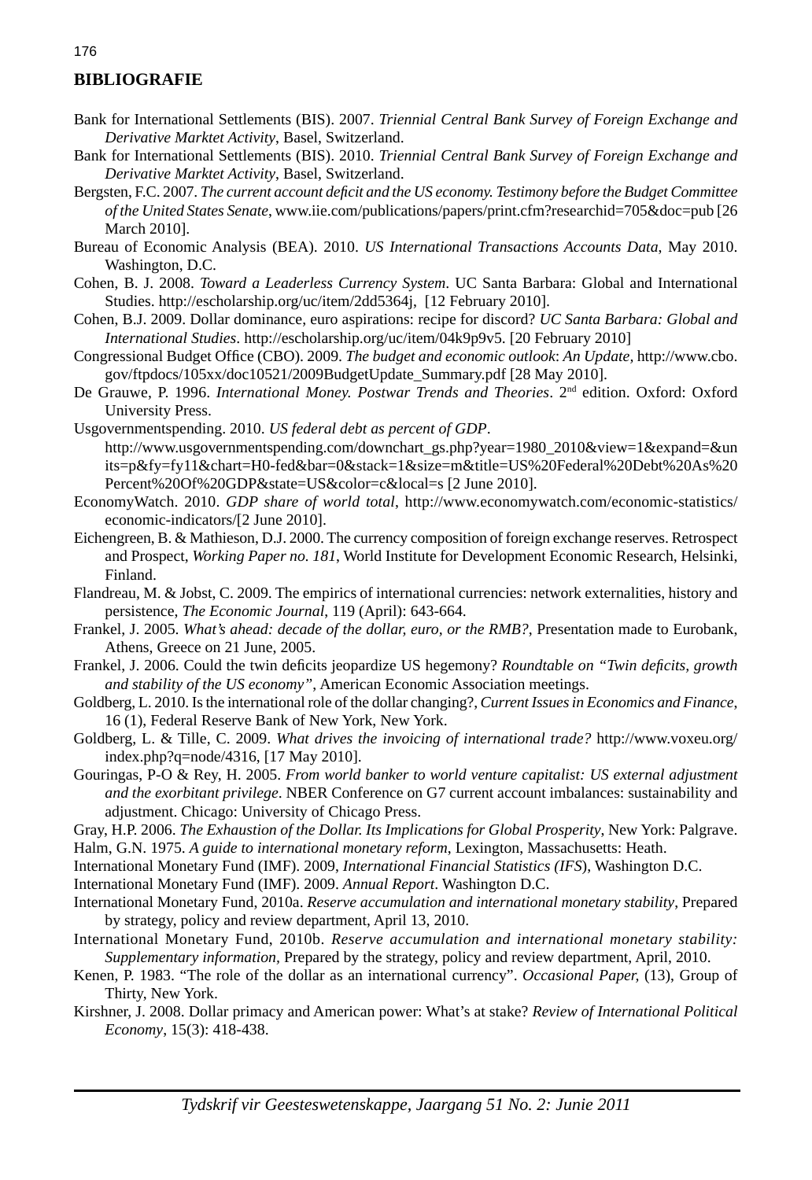## BIBLIOGRAFIE

Bank for International Settlements (BIS). 2007. *Triennial Central Bank Survey of Foreign Exchange and Derivative Marktet Activity*, Basel, Switzerland.

Bank for International Settlements (BIS). 2010. *Triennial Central Bank Survey of Foreign Exchange and Derivative Marktet Activity*, Basel, Switzerland.

Bergsten, F.C. 2007. *The current account deficit and the US economy. Testimony before the Budget Committee of the United States Senate*, www.iie.com/publications/papers/print.cfm?researchid=705&doc=pub [26 March 2010].

Bureau of Economic Analysis (BEA). 2010. *US International Transactions Accounts Data*, May 2010. Washington, D.C.

Cohen, B. J. 2008. *Toward a Leaderless Currency System*. UC Santa Barbara: Global and International Studies. http://escholarship.org/uc/item/2dd5364j, [12 February 2010].

Cohen, B.J. 2009. Dollar dominance, euro aspirations: recipe for discord? *UC Santa Barbara: Global and International Studies*. http://escholarship.org/uc/item/04k9p9v5. [20 February 2010]

Congressional Budget Office (CBO). 2009. *The budget and economic outlook*: *An Update*, http://www.cbo.gov/ftpdocs/105xx/doc10521/2009BudgetUpdate_Summary.pdf [28 May 2010].

De Grauwe, P. 1996. *International Money. Postwar Trends and Theories*. 2nd edition. Oxford: Oxford University Press.

Usgovernmentspending. 2010. *US federal debt as percent of GDP*. http://www.usgovernmentspending.com/downchart_gs.php?year=1980_2010&view=1&expand=&units=p&fy=fy11&chart=H0-fed&bar=0&stack=1&size=m&title=US%20Federal%20Debt%20As%20Percent%20Of%20GDP&state=US&color=c&local=s [2 June 2010].

EconomyWatch. 2010. *GDP share of world total*, http://www.economywatch.com/economic-statistics/economic-indicators/[2 June 2010].

Eichengreen, B. & Mathieson, D.J. 2000. The currency composition of foreign exchange reserves. Retrospect and Prospect, *Working Paper no. 181*, World Institute for Development Economic Research, Helsinki, Finland.

Flandreau, M. & Jobst, C. 2009. The empirics of international currencies: network externalities, history and persistence, *The Economic Journal*, 119 (April): 643-664.

Frankel, J. 2005. *What's ahead: decade of the dollar, euro, or the RMB?*, Presentation made to Eurobank, Athens, Greece on 21 June, 2005.

Frankel, J. 2006. Could the twin deficits jeopardize US hegemony? *Roundtable on "Twin deficits, growth and stability of the US economy"*, American Economic Association meetings.

Goldberg, L. 2010. Is the international role of the dollar changing?, *Current Issues in Economics and Finance*, 16 (1), Federal Reserve Bank of New York, New York.

Goldberg, L. & Tille, C. 2009. *What drives the invoicing of international trade?* http://www.voxeu.org/index.php?q=node/4316, [17 May 2010].

Gouringas, P-O & Rey, H. 2005. *From world banker to world venture capitalist: US external adjustment and the exorbitant privilege*. NBER Conference on G7 current account imbalances: sustainability and adjustment. Chicago: University of Chicago Press.

Gray, H.P. 2006. *The Exhaustion of the Dollar. Its Implications for Global Prosperity*, New York: Palgrave.

Halm, G.N. 1975. *A guide to international monetary reform*, Lexington, Massachusetts: Heath.

International Monetary Fund (IMF). 2009, *International Financial Statistics (IFS*), Washington D.C.

International Monetary Fund (IMF). 2009. *Annual Report*. Washington D.C.

International Monetary Fund, 2010a. *Reserve accumulation and international monetary stability*, Prepared by strategy, policy and review department, April 13, 2010.

International Monetary Fund, 2010b. *Reserve accumulation and international monetary stability: Supplementary information*, Prepared by the strategy, policy and review department, April, 2010.

Kenen, P. 1983. "The role of the dollar as an international currency". *Occasional Paper*, (13), Group of Thirty, New York.

Kirshner, J. 2008. Dollar primacy and American power: What's at stake? *Review of International Political Economy*, 15(3): 418-438.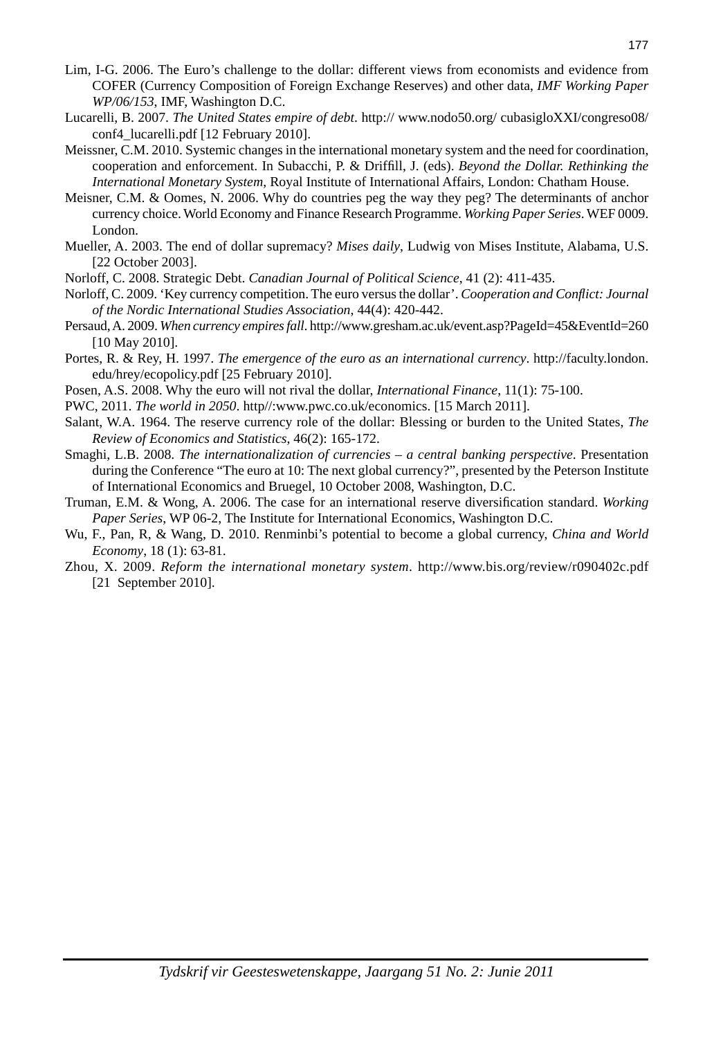Lim, I-G. 2006. The Euro's challenge to the dollar: different views from economists and evidence from COFER (Currency Composition of Foreign Exchange Reserves) and other data, *IMF Working Paper WP/06/153*, IMF, Washington D.C.

Lucarelli, B. 2007. *The United States empire of debt*. http:// www.nodo50.org/ cubasigloXXI/congreso08/ conf4_lucarelli.pdf [12 February 2010].

Meissner, C.M. 2010. Systemic changes in the international monetary system and the need for coordination, cooperation and enforcement. In Subacchi, P. & Driffill, J. (eds). *Beyond the Dollar. Rethinking the International Monetary System*, Royal Institute of International Affairs, London: Chatham House.

Meisner, C.M. & Oomes, N. 2006. Why do countries peg the way they peg? The determinants of anchor currency choice. World Economy and Finance Research Programme. *Working Paper Series*. WEF 0009. London.

Mueller, A. 2003. The end of dollar supremacy? *Mises daily*, Ludwig von Mises Institute, Alabama, U.S. [22 October 2003].

Norloff, C. 2008. Strategic Debt. *Canadian Journal of Political Science*, 41 (2): 411-435.

Norloff, C. 2009. 'Key currency competition. The euro versus the dollar'. *Cooperation and Conflict: Journal of the Nordic International Studies Association*, 44(4): 420-442.

Persaud, A. 2009. *When currency empires fall*. http://www.gresham.ac.uk/event.asp?PageId=45&EventId=260 [10 May 2010].

Portes, R. & Rey, H. 1997. *The emergence of the euro as an international currency*. http://faculty.london.edu/hrey/ecopolicy.pdf [25 February 2010].

Posen, A.S. 2008. Why the euro will not rival the dollar, *International Finance*, 11(1): 75-100.

PWC, 2011. *The world in 2050*. http//:www.pwc.co.uk/economics. [15 March 2011].

Salant, W.A. 1964. The reserve currency role of the dollar: Blessing or burden to the United States, *The Review of Economics and Statistics*, 46(2): 165-172.

Smaghi, L.B. 2008. *The internationalization of currencies – a central banking perspective*. Presentation during the Conference "The euro at 10: The next global currency?", presented by the Peterson Institute of International Economics and Bruegel, 10 October 2008, Washington, D.C.

Truman, E.M. & Wong, A. 2006. The case for an international reserve diversification standard. *Working Paper Series*, WP 06-2, The Institute for International Economics, Washington D.C.

Wu, F., Pan, R, & Wang, D. 2010. Renminbi's potential to become a global currency, *China and World Economy*, 18 (1): 63-81.

Zhou, X. 2009. *Reform the international monetary system*. http://www.bis.org/review/r090402c.pdf [21 September 2010].